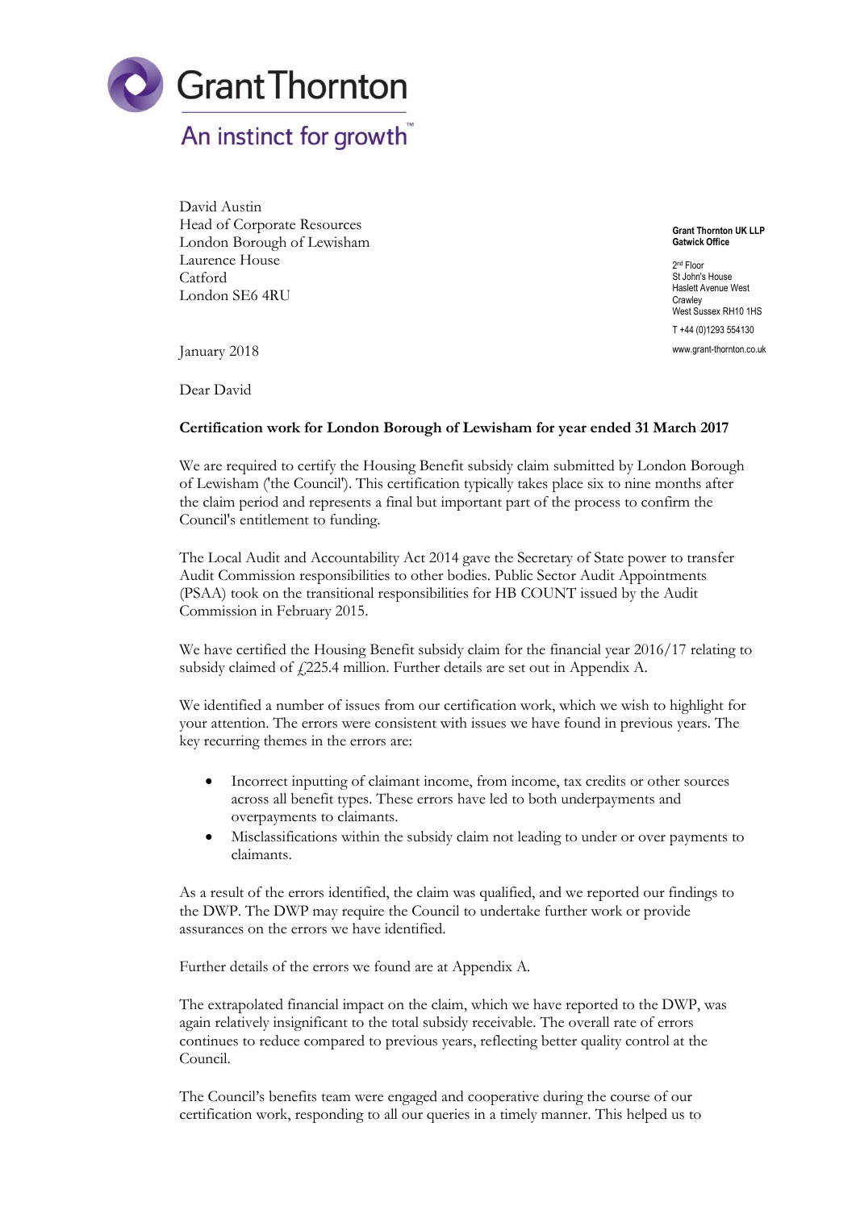Grant Thornton

An instinct for growth™

David Austin
Head of Corporate Resources
London Borough of Lewisham
Laurence House
Catford
London SE6 4RU

**Grant Thornton UK LLP**
**Gatwick Office**

2nd Floor
St John's House
Haslett Avenue West
Crawley
West Sussex RH10 1HS

T +44 (0)1293 554130

www.grant-thornton.co.uk

January 2018

Dear David

**Certification work for London Borough of Lewisham for year ended 31 March 2017**

We are required to certify the Housing Benefit subsidy claim submitted by London Borough of Lewisham ('the Council'). This certification typically takes place six to nine months after the claim period and represents a final but important part of the process to confirm the Council's entitlement to funding.

The Local Audit and Accountability Act 2014 gave the Secretary of State power to transfer Audit Commission responsibilities to other bodies. Public Sector Audit Appointments (PSAA) took on the transitional responsibilities for HB COUNT issued by the Audit Commission in February 2015.

We have certified the Housing Benefit subsidy claim for the financial year 2016/17 relating to subsidy claimed of £225.4 million. Further details are set out in Appendix A.

We identified a number of issues from our certification work, which we wish to highlight for your attention. The errors were consistent with issues we have found in previous years. The key recurring themes in the errors are:

- Incorrect inputting of claimant income, from income, tax credits or other sources across all benefit types. These errors have led to both underpayments and overpayments to claimants.
- Misclassifications within the subsidy claim not leading to under or over payments to claimants.

As a result of the errors identified, the claim was qualified, and we reported our findings to the DWP. The DWP may require the Council to undertake further work or provide assurances on the errors we have identified.

Further details of the errors we found are at Appendix A.

The extrapolated financial impact on the claim, which we have reported to the DWP, was again relatively insignificant to the total subsidy receivable. The overall rate of errors continues to reduce compared to previous years, reflecting better quality control at the Council.

The Council's benefits team were engaged and cooperative during the course of our certification work, responding to all our queries in a timely manner. This helped us to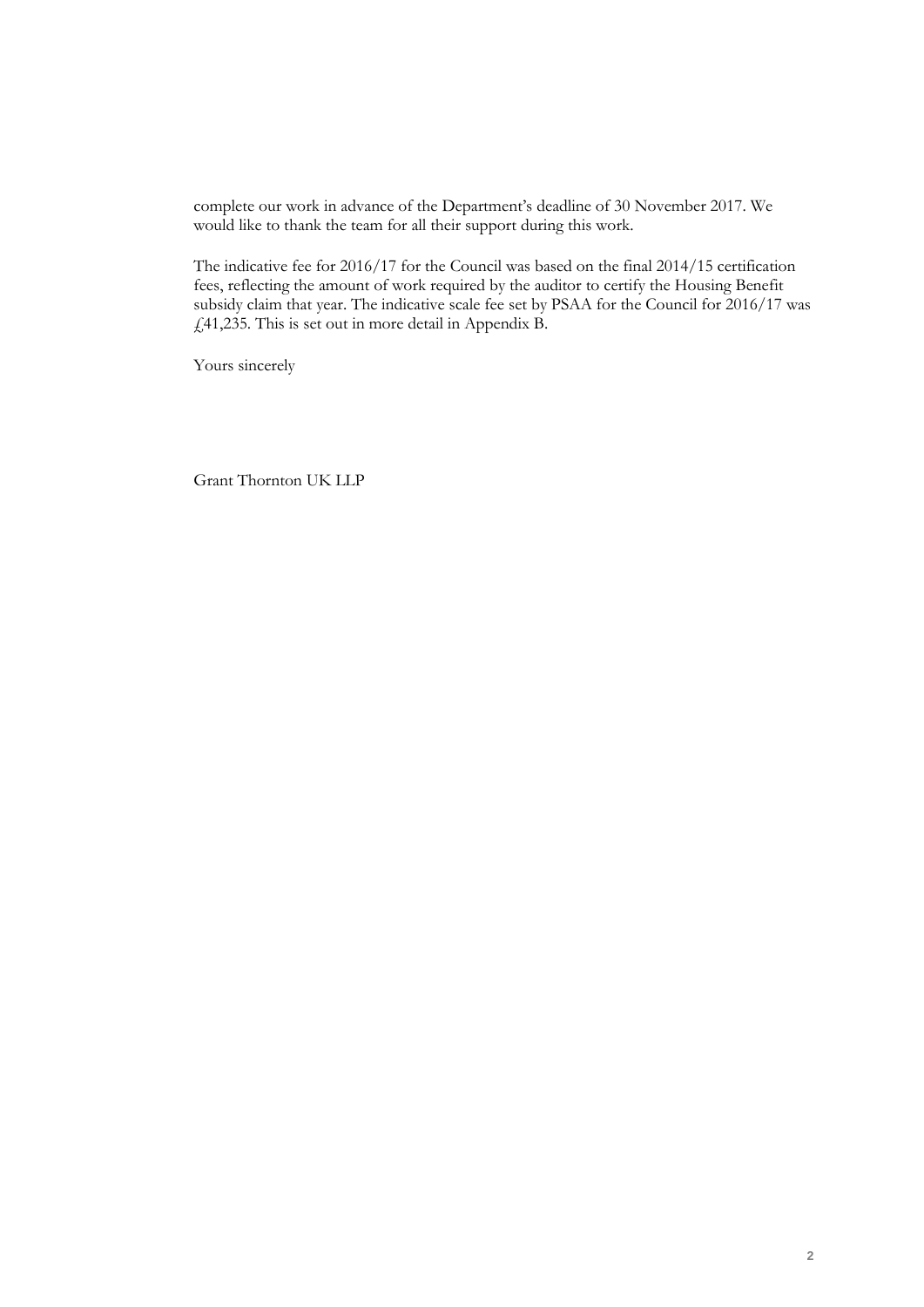complete our work in advance of the Department's deadline of 30 November 2017. We would like to thank the team for all their support during this work.

The indicative fee for 2016/17 for the Council was based on the final 2014/15 certification fees, reflecting the amount of work required by the auditor to certify the Housing Benefit subsidy claim that year. The indicative scale fee set by PSAA for the Council for 2016/17 was £41,235. This is set out in more detail in Appendix B.

Yours sincerely

Grant Thornton UK LLP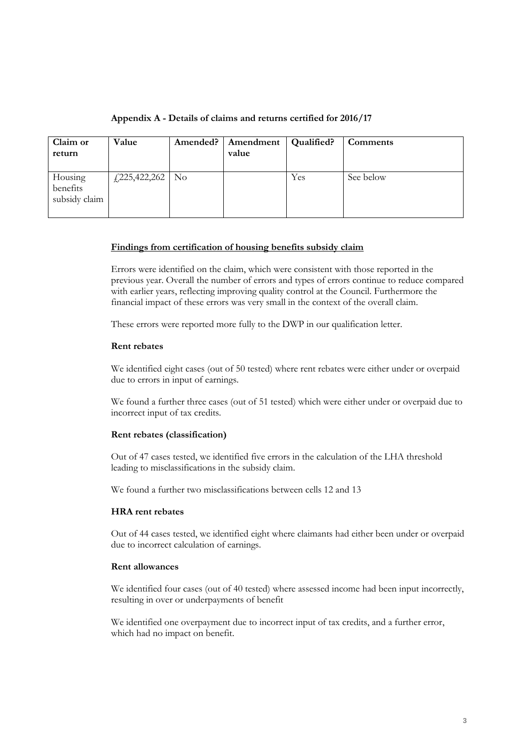**Appendix A - Details of claims and returns certified for 2016/17**

| Claim or return | Value | Amended? | Amendment value | Qualified? | Comments |
|---|---|---|---|---|---|
| Housing benefits subsidy claim | £225,422,262 | No | | Yes | See below |

**Findings from certification of housing benefits subsidy claim**

Errors were identified on the claim, which were consistent with those reported in the previous year. Overall the number of errors and types of errors continue to reduce compared with earlier years, reflecting improving quality control at the Council. Furthermore the financial impact of these errors was very small in the context of the overall claim.

These errors were reported more fully to the DWP in our qualification letter.

**Rent rebates**

We identified eight cases (out of 50 tested) where rent rebates were either under or overpaid due to errors in input of earnings.

We found a further three cases (out of 51 tested) which were either under or overpaid due to incorrect input of tax credits.

**Rent rebates (classification)**

Out of 47 cases tested, we identified five errors in the calculation of the LHA threshold leading to misclassifications in the subsidy claim.

We found a further two misclassifications between cells 12 and 13

**HRA rent rebates**

Out of 44 cases tested, we identified eight where claimants had either been under or overpaid due to incorrect calculation of earnings.

**Rent allowances**

We identified four cases (out of 40 tested) where assessed income had been input incorrectly, resulting in over or underpayments of benefit

We identified one overpayment due to incorrect input of tax credits, and a further error, which had no impact on benefit.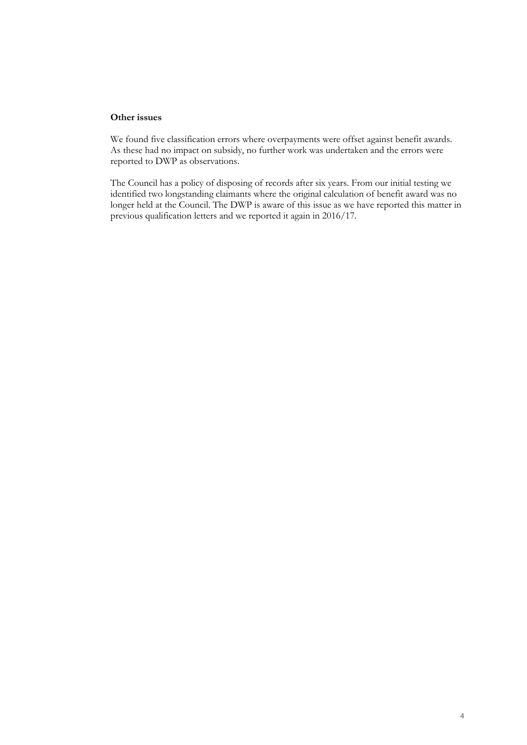**Other issues**

We found five classification errors where overpayments were offset against benefit awards. As these had no impact on subsidy, no further work was undertaken and the errors were reported to DWP as observations.

The Council has a policy of disposing of records after six years. From our initial testing we identified two longstanding claimants where the original calculation of benefit award was no longer held at the Council. The DWP is aware of this issue as we have reported this matter in previous qualification letters and we reported it again in 2016/17.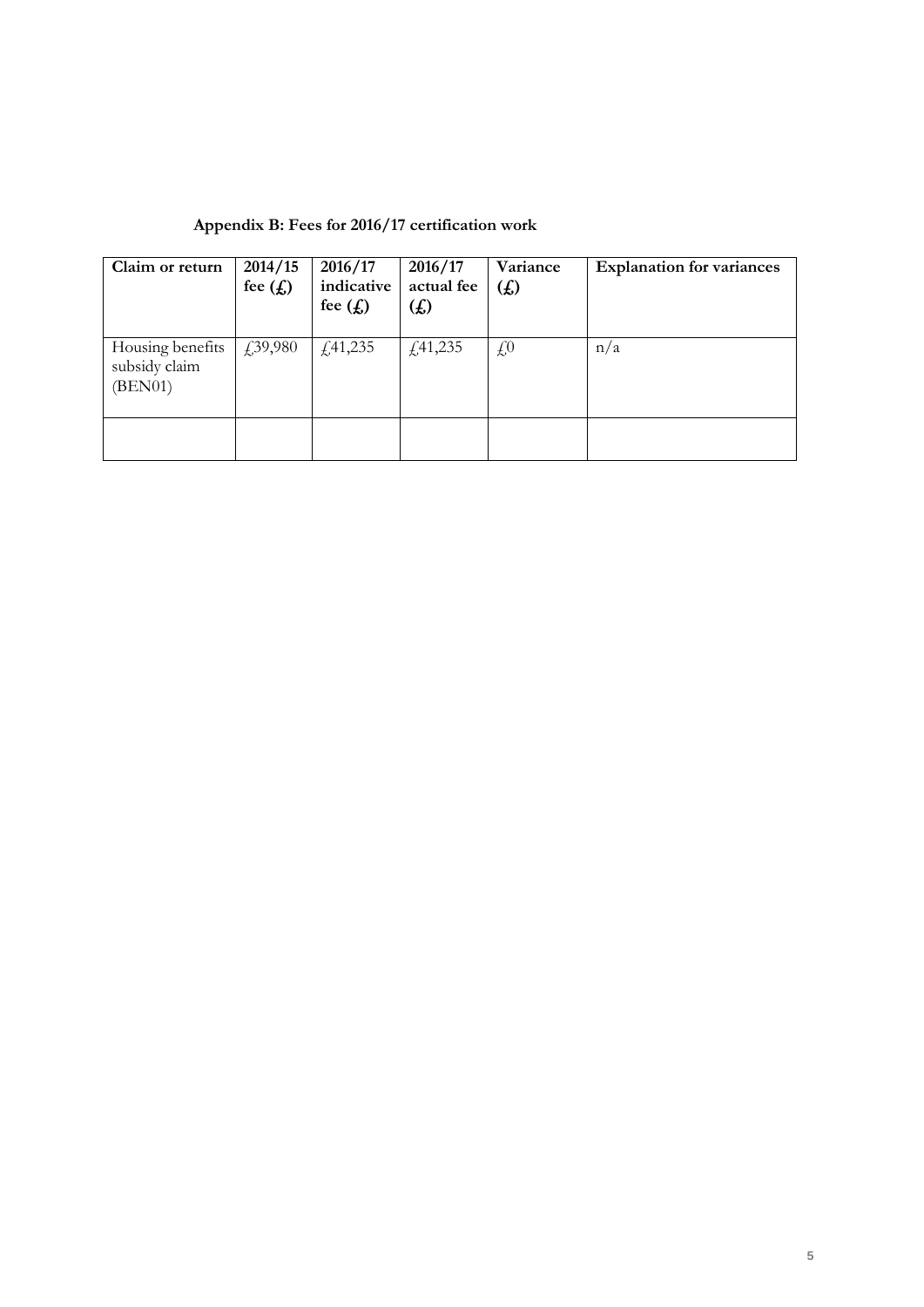## Appendix B: Fees for 2016/17 certification work

| Claim or return | 2014/15 fee (£) | 2016/17 indicative fee (£) | 2016/17 actual fee (£) | Variance (£) | Explanation for variances |
|---|---|---|---|---|---|
| Housing benefits subsidy claim (BEN01) | £39,980 | £41,235 | £41,235 | £0 | n/a |
| | | | | | |